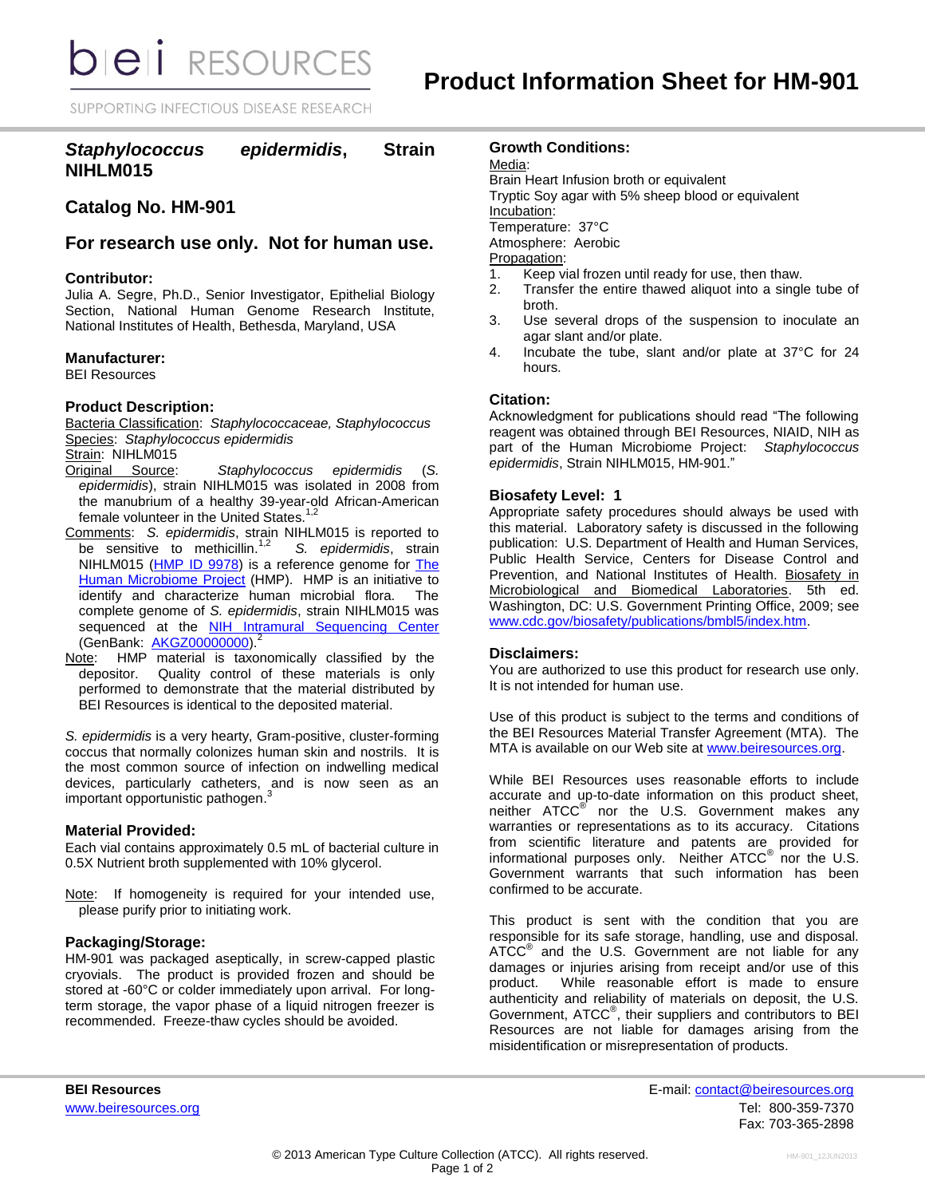# bei RESOURCES

SUPPORTING INFECTIOUS DISEASE RESEARCH

# Product Information Sheet for HM-901

## *Staphylococcus epidermidis*, Strain NIHLM015

## Catalog No. HM-901

## For research use only. Not for human use.

### Contributor:

Julia A. Segre, Ph.D., Senior Investigator, Epithelial Biology Section, National Human Genome Research Institute, National Institutes of Health, Bethesda, Maryland, USA

### Manufacturer:

BEI Resources

### Product Description:

Bacteria Classification: *Staphylococcaceae, Staphylococcus*
Species: *Staphylococcus epidermidis*
Strain: NIHLM015
Original Source: *Staphylococcus epidermidis* (*S. epidermidis*), strain NIHLM015 was isolated in 2008 from the manubrium of a healthy 39-year-old African-American female volunteer in the United States.[1,2]
Comments: *S. epidermidis*, strain NIHLM015 is reported to be sensitive to methicillin.[1,2] *S. epidermidis*, strain NIHLM015 (HMP ID 9978) is a reference genome for The Human Microbiome Project (HMP). HMP is an initiative to identify and characterize human microbial flora. The complete genome of *S. epidermidis*, strain NIHLM015 was sequenced at the NIH Intramural Sequencing Center (GenBank: AKGZ00000000).[2]
Note: HMP material is taxonomically classified by the depositor. Quality control of these materials is only performed to demonstrate that the material distributed by BEI Resources is identical to the deposited material.

*S. epidermidis* is a very hearty, Gram-positive, cluster-forming coccus that normally colonizes human skin and nostrils. It is the most common source of infection on indwelling medical devices, particularly catheters, and is now seen as an important opportunistic pathogen.[3]

### Material Provided:

Each vial contains approximately 0.5 mL of bacterial culture in 0.5X Nutrient broth supplemented with 10% glycerol.

Note: If homogeneity is required for your intended use, please purify prior to initiating work.

### Packaging/Storage:

HM-901 was packaged aseptically, in screw-capped plastic cryovials. The product is provided frozen and should be stored at -60°C or colder immediately upon arrival. For long-term storage, the vapor phase of a liquid nitrogen freezer is recommended. Freeze-thaw cycles should be avoided.

### Growth Conditions:

Media:
Brain Heart Infusion broth or equivalent
Tryptic Soy agar with 5% sheep blood or equivalent
Incubation:
Temperature: 37°C
Atmosphere: Aerobic
Propagation:

1. Keep vial frozen until ready for use, then thaw.
2. Transfer the entire thawed aliquot into a single tube of broth.
3. Use several drops of the suspension to inoculate an agar slant and/or plate.
4. Incubate the tube, slant and/or plate at 37°C for 24 hours.

### Citation:

Acknowledgment for publications should read "The following reagent was obtained through BEI Resources, NIAID, NIH as part of the Human Microbiome Project: *Staphylococcus epidermidis*, Strain NIHLM015, HM-901."

### Biosafety Level: 1

Appropriate safety procedures should always be used with this material. Laboratory safety is discussed in the following publication: U.S. Department of Health and Human Services, Public Health Service, Centers for Disease Control and Prevention, and National Institutes of Health. Biosafety in Microbiological and Biomedical Laboratories. 5th ed. Washington, DC: U.S. Government Printing Office, 2009; see www.cdc.gov/biosafety/publications/bmbl5/index.htm.

### Disclaimers:

You are authorized to use this product for research use only. It is not intended for human use.

Use of this product is subject to the terms and conditions of the BEI Resources Material Transfer Agreement (MTA). The MTA is available on our Web site at www.beiresources.org.

While BEI Resources uses reasonable efforts to include accurate and up-to-date information on this product sheet, neither ATCC® nor the U.S. Government makes any warranties or representations as to its accuracy. Citations from scientific literature and patents are provided for informational purposes only. Neither ATCC® nor the U.S. Government warrants that such information has been confirmed to be accurate.

This product is sent with the condition that you are responsible for its safe storage, handling, use and disposal. ATCC® and the U.S. Government are not liable for any damages or injuries arising from receipt and/or use of this product. While reasonable effort is made to ensure authenticity and reliability of materials on deposit, the U.S. Government, ATCC®, their suppliers and contributors to BEI Resources are not liable for damages arising from the misidentification or misrepresentation of products.

**BEI Resources**
www.beiresources.org

E-mail: contact@beiresources.org
Tel: 800-359-7370
Fax: 703-365-2898

© 2013 American Type Culture Collection (ATCC). All rights reserved.

HM-901_12JUN2013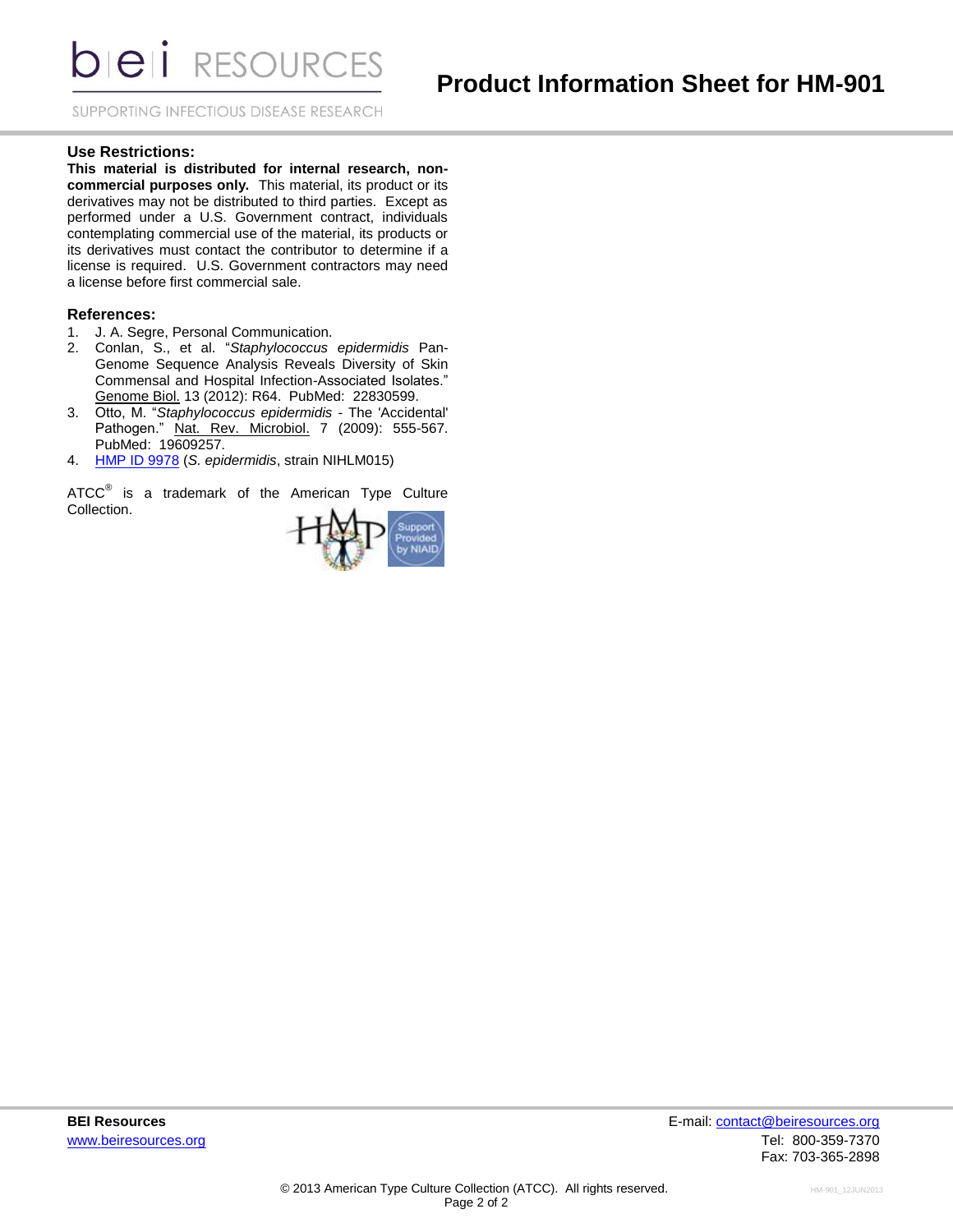### Use Restrictions:

**This material is distributed for internal research, non-commercial purposes only.** This material, its product or its derivatives may not be distributed to third parties. Except as performed under a U.S. Government contract, individuals contemplating commercial use of the material, its products or its derivatives must contact the contributor to determine if a license is required. U.S. Government contractors may need a license before first commercial sale.

### References:

1. J. A. Segre, Personal Communication.
2. Conlan, S., et al. "*Staphylococcus epidermidis* Pan-Genome Sequence Analysis Reveals Diversity of Skin Commensal and Hospital Infection-Associated Isolates." Genome Biol. 13 (2012): R64. PubMed: 22830599.
3. Otto, M. "*Staphylococcus epidermidis* - The 'Accidental' Pathogen." Nat. Rev. Microbiol. 7 (2009): 555-567. PubMed: 19609257.
4. HMP ID 9978 (*S. epidermidis*, strain NIHLM015)

ATCC® is a trademark of the American Type Culture Collection.

**BEI Resources**
www.beiresources.org

E-mail: contact@beiresources.org
Tel: 800-359-7370
Fax: 703-365-2898

© 2013 American Type Culture Collection (ATCC). All rights reserved.